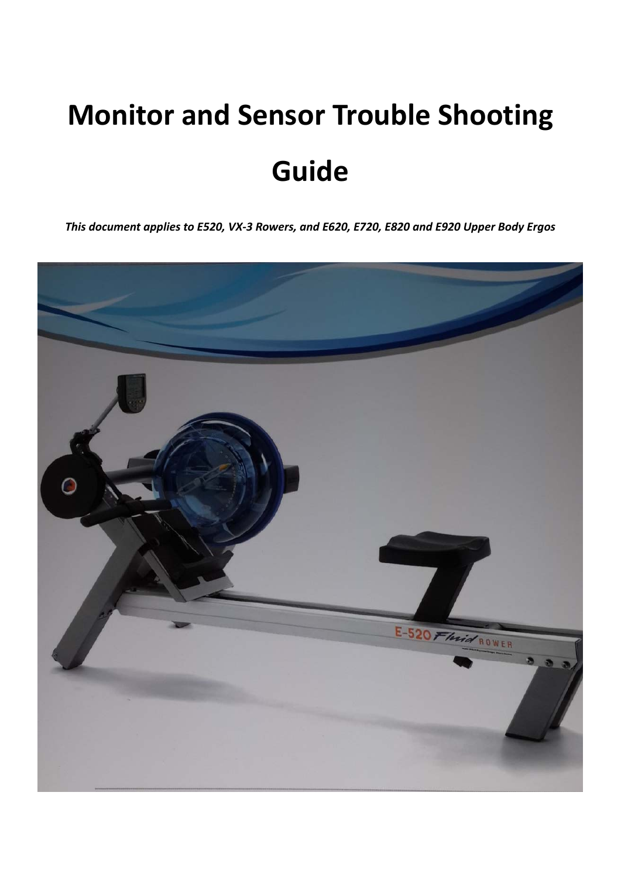# Monitor and Sensor Trouble Shooting Guide

***This document applies to E520, VX-3 Rowers, and E620, E720, E820 and E920 Upper Body Ergos***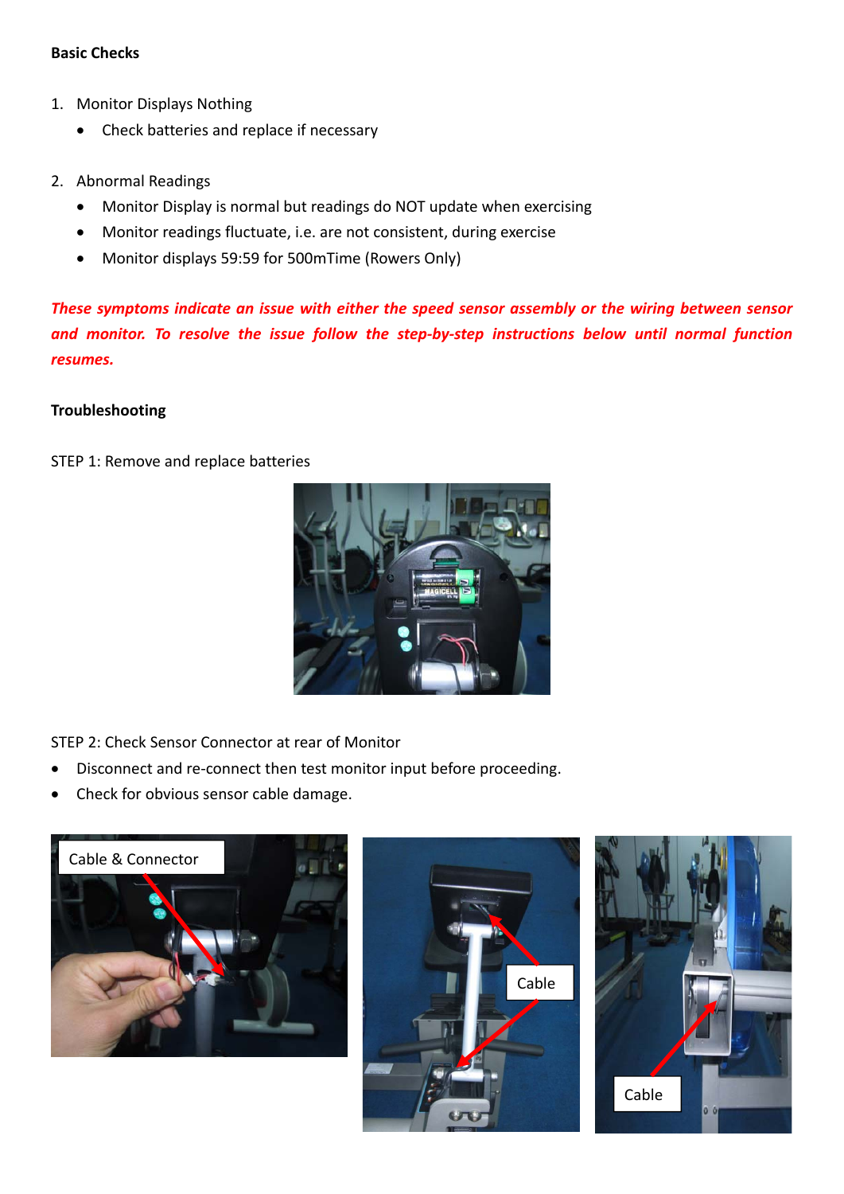**Basic Checks**

1. Monitor Displays Nothing
    - Check batteries and replace if necessary

2. Abnormal Readings
    - Monitor Display is normal but readings do NOT update when exercising
    - Monitor readings fluctuate, i.e. are not consistent, during exercise
    - Monitor displays 59:59 for 500mTime (Rowers Only)

***These symptoms indicate an issue with either the speed sensor assembly or the wiring between sensor and monitor. To resolve the issue follow the step-by-step instructions below until normal function resumes.***

**Troubleshooting**

STEP 1: Remove and replace batteries

STEP 2: Check Sensor Connector at rear of Monitor

- Disconnect and re-connect then test monitor input before proceeding.
- Check for obvious sensor cable damage.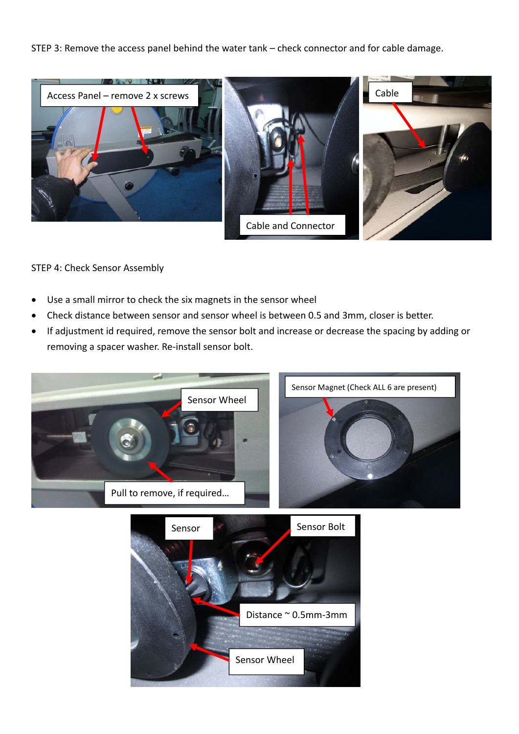STEP 3: Remove the access panel behind the water tank – check connector and for cable damage.

STEP 4: Check Sensor Assembly

- Use a small mirror to check the six magnets in the sensor wheel
- Check distance between sensor and sensor wheel is between 0.5 and 3mm, closer is better.
- If adjustment id required, remove the sensor bolt and increase or decrease the spacing by adding or removing a spacer washer. Re-install sensor bolt.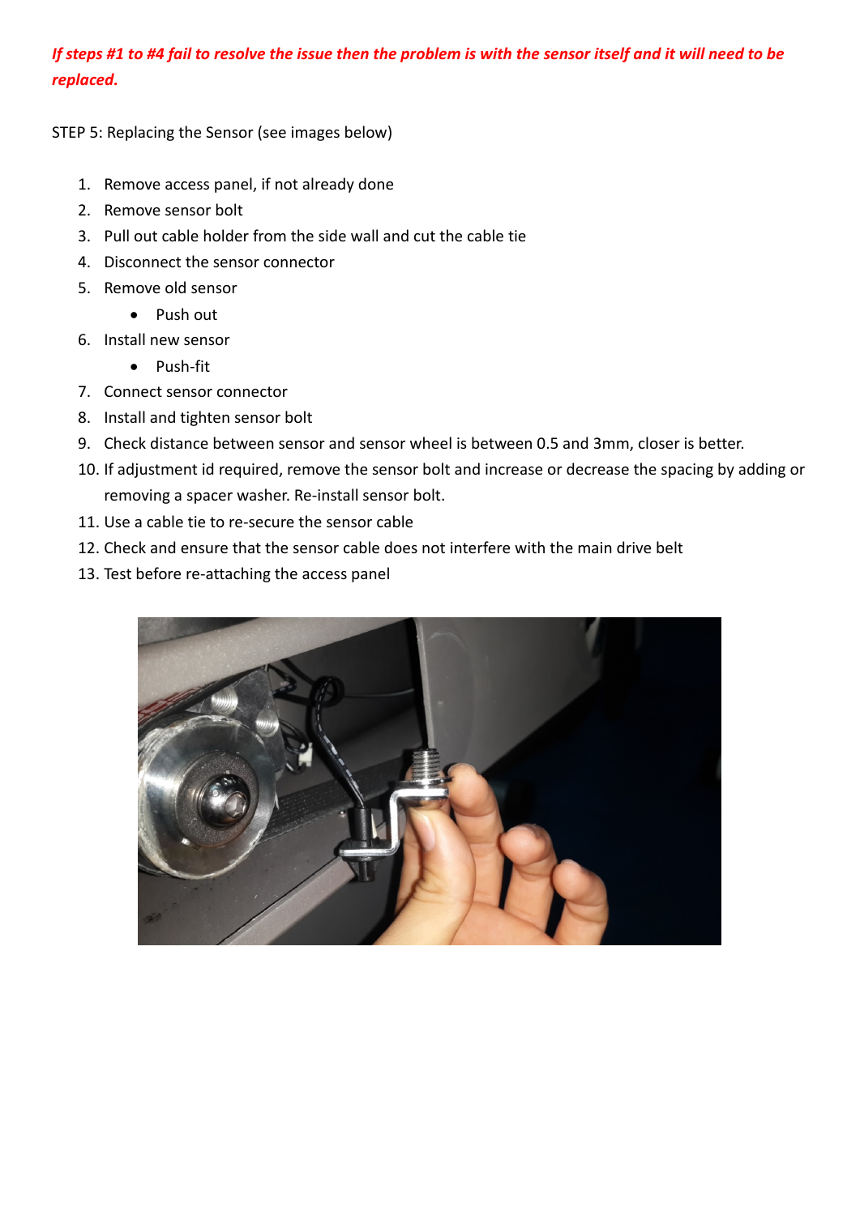***If steps #1 to #4 fail to resolve the issue then the problem is with the sensor itself and it will need to be replaced.***

STEP 5: Replacing the Sensor (see images below)

1. Remove access panel, if not already done
2. Remove sensor bolt
3. Pull out cable holder from the side wall and cut the cable tie
4. Disconnect the sensor connector
5. Remove old sensor
    - Push out
6. Install new sensor
    - Push-fit
7. Connect sensor connector
8. Install and tighten sensor bolt
9. Check distance between sensor and sensor wheel is between 0.5 and 3mm, closer is better.
10. If adjustment id required, remove the sensor bolt and increase or decrease the spacing by adding or removing a spacer washer. Re-install sensor bolt.
11. Use a cable tie to re-secure the sensor cable
12. Check and ensure that the sensor cable does not interfere with the main drive belt
13. Test before re-attaching the access panel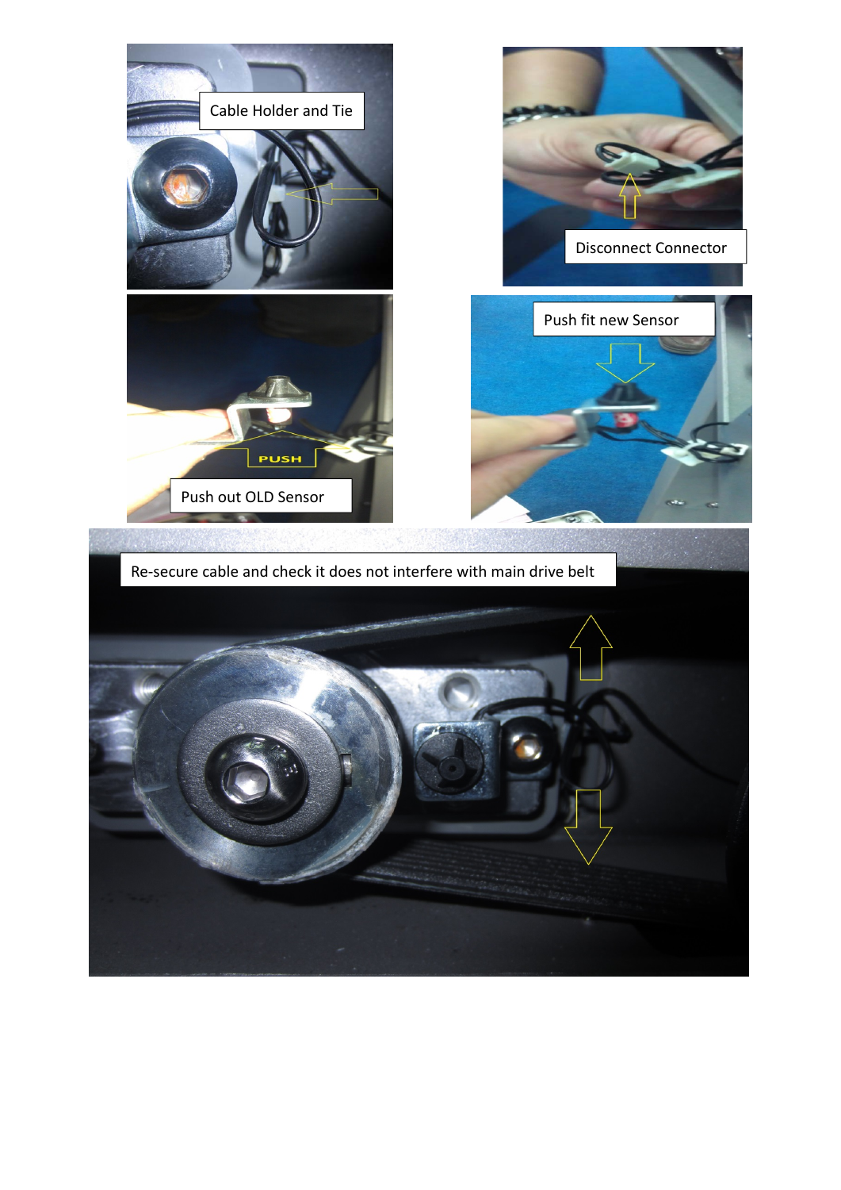Cable Holder and Tie

Disconnect Connector

PUSH

Push out OLD Sensor

Push fit new Sensor

Re-secure cable and check it does not interfere with main drive belt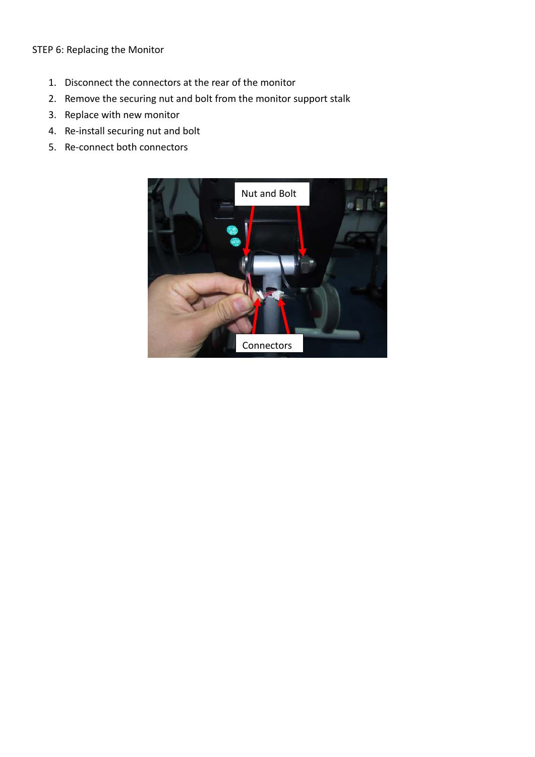STEP 6: Replacing the Monitor

1. Disconnect the connectors at the rear of the monitor
2. Remove the securing nut and bolt from the monitor support stalk
3. Replace with new monitor
4. Re-install securing nut and bolt
5. Re-connect both connectors